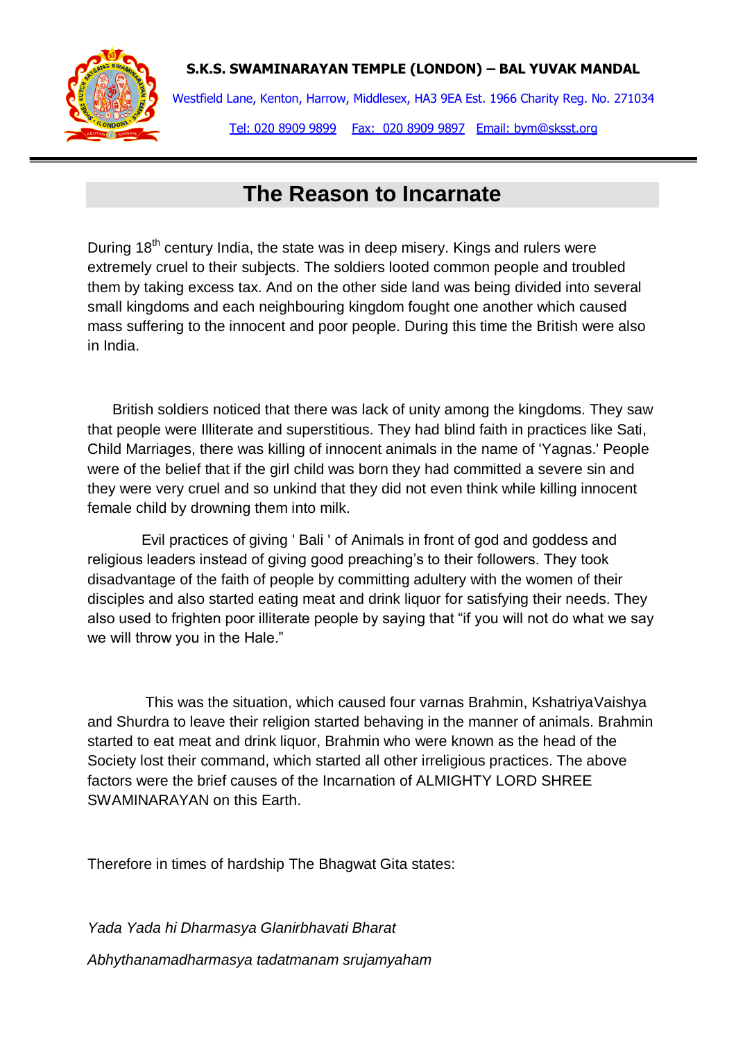**S.K.S. SWAMINARAYAN TEMPLE (LONDON) – BAL YUVAK MANDAL**

Westfield Lane, Kenton, Harrow, Middlesex, HA3 9EA Est. 1966 Charity Reg. No. 271034

Tel: 020 8909 9899 Fax: 020 8909 9897 Email: bym@sksst.org

# The Reason to Incarnate

During 18th century India, the state was in deep misery. Kings and rulers were extremely cruel to their subjects. The soldiers looted common people and troubled them by taking excess tax. And on the other side land was being divided into several small kingdoms and each neighbouring kingdom fought one another which caused mass suffering to the innocent and poor people. During this time the British were also in India.

British soldiers noticed that there was lack of unity among the kingdoms. They saw that people were Illiterate and superstitious. They had blind faith in practices like Sati, Child Marriages, there was killing of innocent animals in the name of 'Yagnas.' People were of the belief that if the girl child was born they had committed a severe sin and they were very cruel and so unkind that they did not even think while killing innocent female child by drowning them into milk.

Evil practices of giving ' Bali ' of Animals in front of god and goddess and religious leaders instead of giving good preaching's to their followers. They took disadvantage of the faith of people by committing adultery with the women of their disciples and also started eating meat and drink liquor for satisfying their needs. They also used to frighten poor illiterate people by saying that "if you will not do what we say we will throw you in the Hale."

This was the situation, which caused four varnas Brahmin, KshatriyaVaishya and Shurdra to leave their religion started behaving in the manner of animals. Brahmin started to eat meat and drink liquor, Brahmin who were known as the head of the Society lost their command, which started all other irreligious practices. The above factors were the brief causes of the Incarnation of ALMIGHTY LORD SHREE SWAMINARAYAN on this Earth.

Therefore in times of hardship The Bhagwat Gita states:

*Yada Yada hi Dharmasya Glanirbhavati Bharat*

*Abhythanamadharmasya tadatmanam srujamyaham*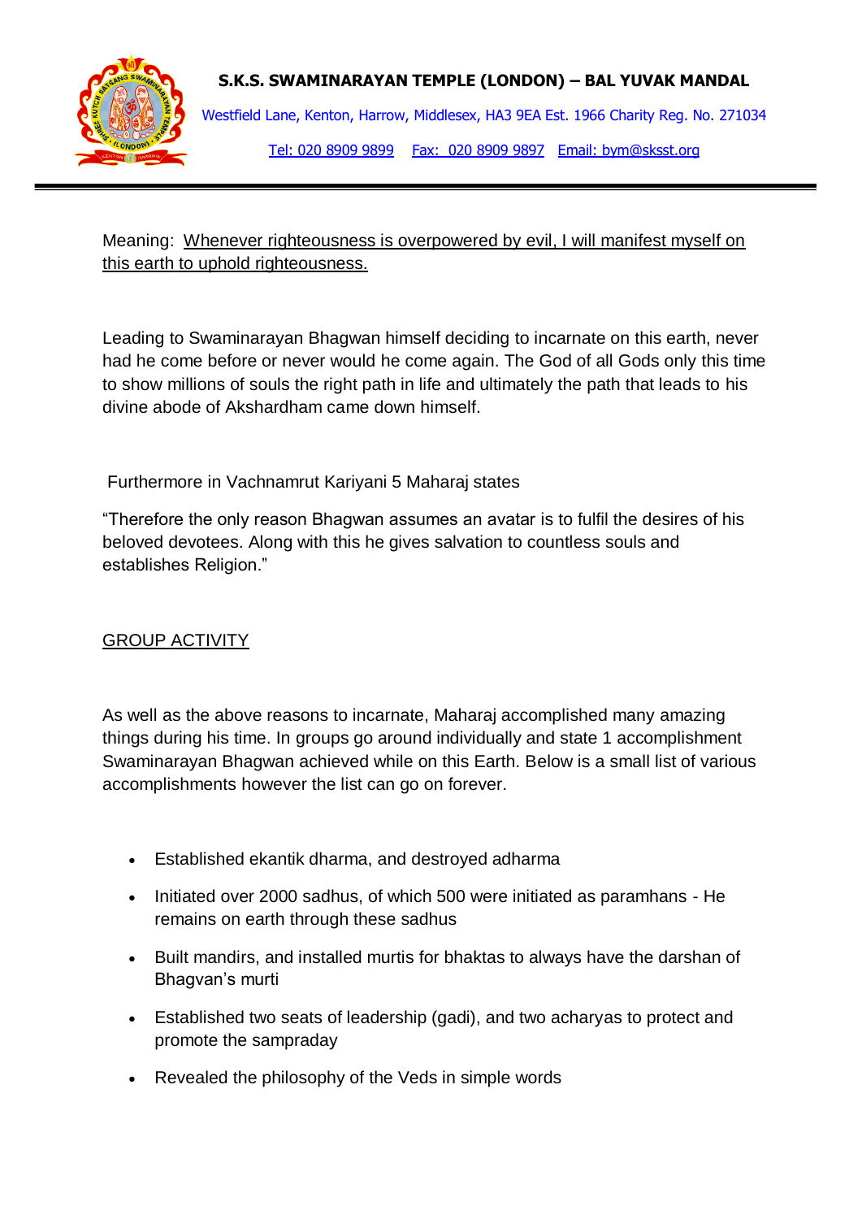Meaning: <u>Whenever righteousness is overpowered by evil, I will manifest myself on this earth to uphold righteousness.</u>

Leading to Swaminarayan Bhagwan himself deciding to incarnate on this earth, never had he come before or never would he come again. The God of all Gods only this time to show millions of souls the right path in life and ultimately the path that leads to his divine abode of Akshardham came down himself.

Furthermore in Vachnamrut Kariyani 5 Maharaj states

"Therefore the only reason Bhagwan assumes an avatar is to fulfil the desires of his beloved devotees. Along with this he gives salvation to countless souls and establishes Religion."

## <u>GROUP ACTIVITY</u>

As well as the above reasons to incarnate, Maharaj accomplished many amazing things during his time. In groups go around individually and state 1 accomplishment Swaminarayan Bhagwan achieved while on this Earth. Below is a small list of various accomplishments however the list can go on forever.

- Established ekantik dharma, and destroyed adharma
- Initiated over 2000 sadhus, of which 500 were initiated as paramhans - He remains on earth through these sadhus
- Built mandirs, and installed murtis for bhaktas to always have the darshan of Bhagvan's murti
- Established two seats of leadership (gadi), and two acharyas to protect and promote the sampraday
- Revealed the philosophy of the Veds in simple words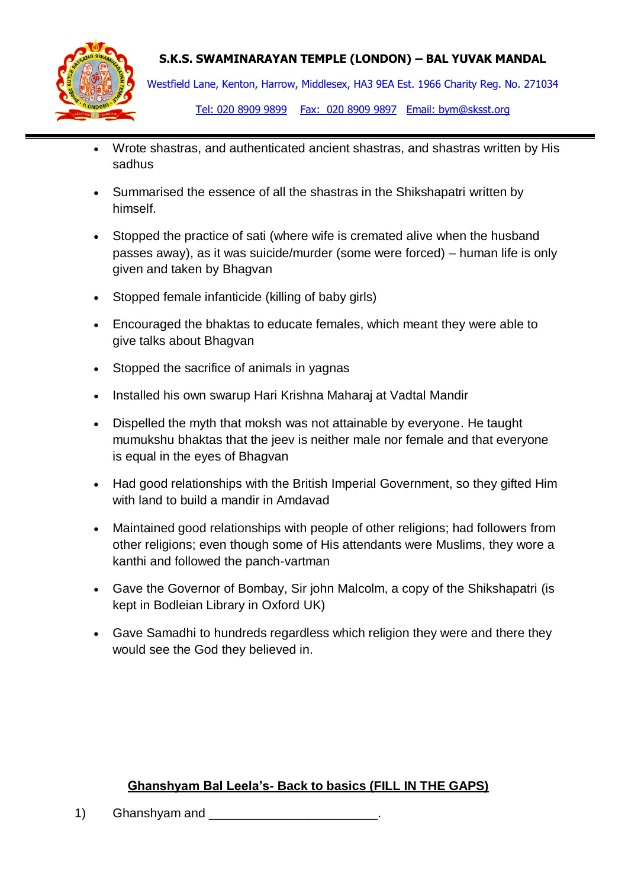- Wrote shastras, and authenticated ancient shastras, and shastras written by His sadhus
- Summarised the essence of all the shastras in the Shikshapatri written by himself.
- Stopped the practice of sati (where wife is cremated alive when the husband passes away), as it was suicide/murder (some were forced) – human life is only given and taken by Bhagvan
- Stopped female infanticide (killing of baby girls)
- Encouraged the bhaktas to educate females, which meant they were able to give talks about Bhagvan
- Stopped the sacrifice of animals in yagnas
- Installed his own swarup Hari Krishna Maharaj at Vadtal Mandir
- Dispelled the myth that moksh was not attainable by everyone. He taught mumukshu bhaktas that the jeev is neither male nor female and that everyone is equal in the eyes of Bhagvan
- Had good relationships with the British Imperial Government, so they gifted Him with land to build a mandir in Amdavad
- Maintained good relationships with people of other religions; had followers from other religions; even though some of His attendants were Muslims, they wore a kanthi and followed the panch-vartman
- Gave the Governor of Bombay, Sir john Malcolm, a copy of the Shikshapatri (is kept in Bodleian Library in Oxford UK)
- Gave Samadhi to hundreds regardless which religion they were and there they would see the God they believed in.

**Ghanshyam Bal Leela's- Back to basics (FILL IN THE GAPS)**

1) Ghanshyam and ______________________.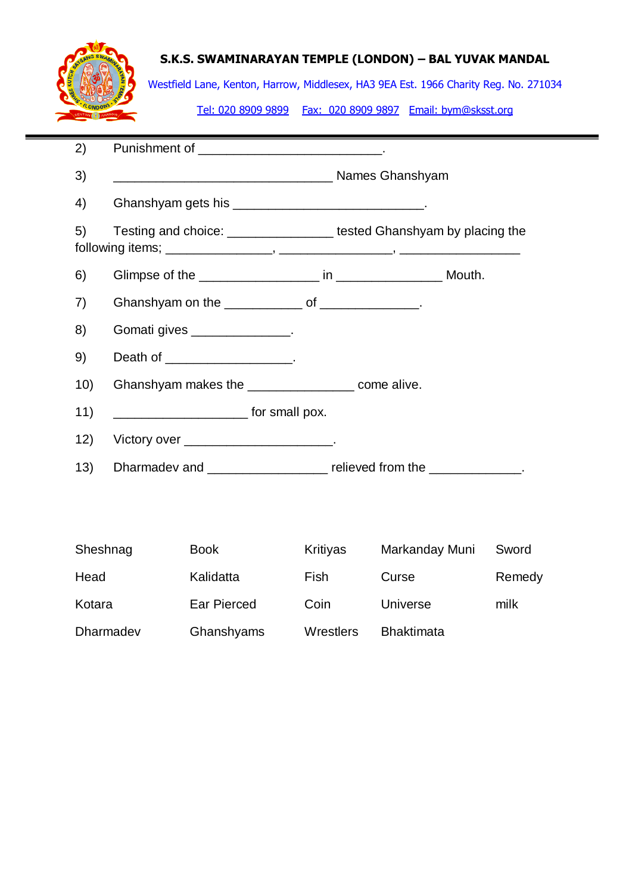**S.K.S. SWAMINARAYAN TEMPLE (LONDON) – BAL YUVAK MANDAL**

Westfield Lane, Kenton, Harrow, Middlesex, HA3 9EA Est. 1966 Charity Reg. No. 271034

Tel: 020 8909 9899 Fax: 020 8909 9897 Email: bym@sksst.org

---

2) Punishment of ___________________________.

3) ________________________________ Names Ghanshyam

4) Ghanshyam gets his ___________________________.

5) Testing and choice: _______________ tested Ghanshyam by placing the following items; ______________, ________________, _________________

6) Glimpse of the _________________ in _______________ Mouth.

7) Ghanshyam on the ___________ of ______________.

8) Gomati gives ______________.

9) Death of __________________.

10) Ghanshyam makes the _______________ come alive.

11) ___________________ for small pox.

12) Victory over _____________________.

13) Dharmadev and _________________ relieved from the _____________.

| | | | | |
|---|---|---|---|---|
| Sheshnag | Book | Kritiyas | Markanday Muni | Sword |
| Head | Kalidatta | Fish | Curse | Remedy |
| Kotara | Ear Pierced | Coin | Universe | milk |
| Dharmadev | Ghanshyams | Wrestlers | Bhaktimata | |